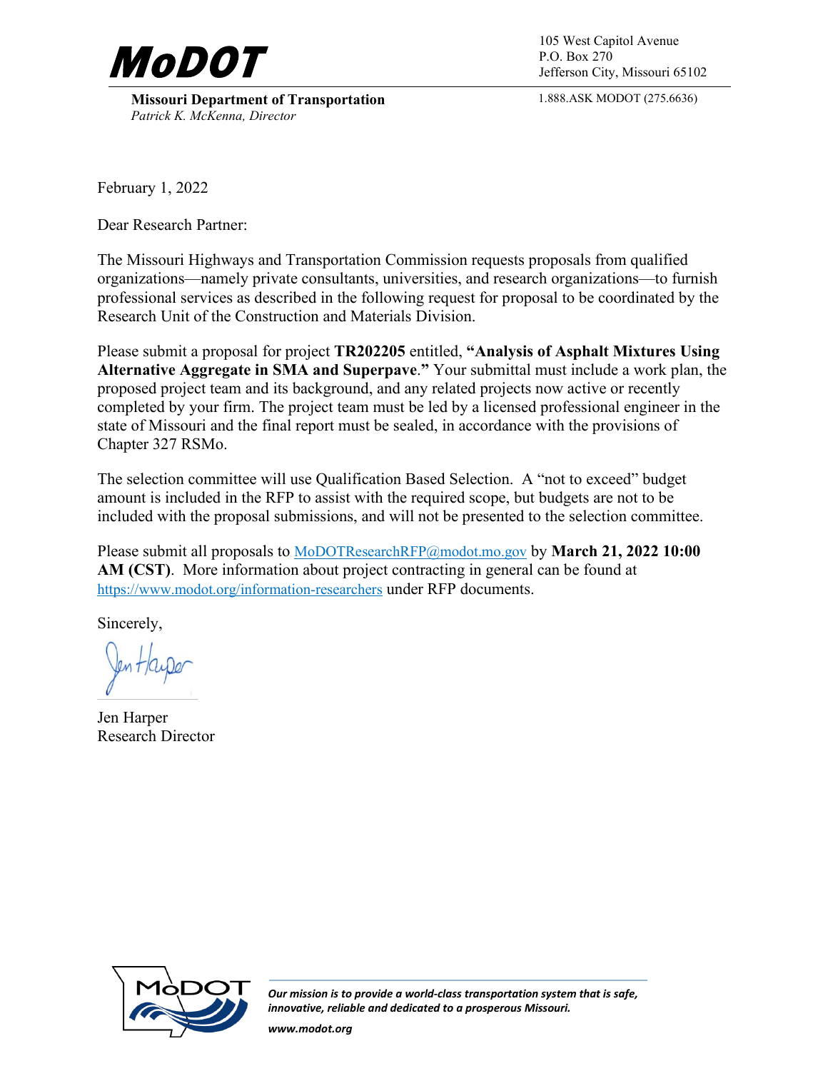**MoDOT**

**Missouri Department of Transportation**
*Patrick K. McKenna, Director*

105 West Capitol Avenue
P.O. Box 270
Jefferson City, Missouri 65102

1.888.ASK MODOT (275.6636)

February 1, 2022

Dear Research Partner:

The Missouri Highways and Transportation Commission requests proposals from qualified organizations—namely private consultants, universities, and research organizations—to furnish professional services as described in the following request for proposal to be coordinated by the Research Unit of the Construction and Materials Division.

Please submit a proposal for project **TR202205** entitled, **"Analysis of Asphalt Mixtures Using Alternative Aggregate in SMA and Superpave."** Your submittal must include a work plan, the proposed project team and its background, and any related projects now active or recently completed by your firm. The project team must be led by a licensed professional engineer in the state of Missouri and the final report must be sealed, in accordance with the provisions of Chapter 327 RSMo.

The selection committee will use Qualification Based Selection. A "not to exceed" budget amount is included in the RFP to assist with the required scope, but budgets are not to be included with the proposal submissions, and will not be presented to the selection committee.

Please submit all proposals to [MoDOTResearchRFP@modot.mo.gov](mailto:MoDOTResearchRFP@modot.mo.gov) by **March 21, 2022 10:00 AM (CST)**. More information about project contracting in general can be found at [https://www.modot.org/information-researchers](https://www.modot.org/information-researchers) under RFP documents.

Sincerely,

Jen Harper
Research Director

*Our mission is to provide a world-class transportation system that is safe, innovative, reliable and dedicated to a prosperous Missouri.*

*www.modot.org*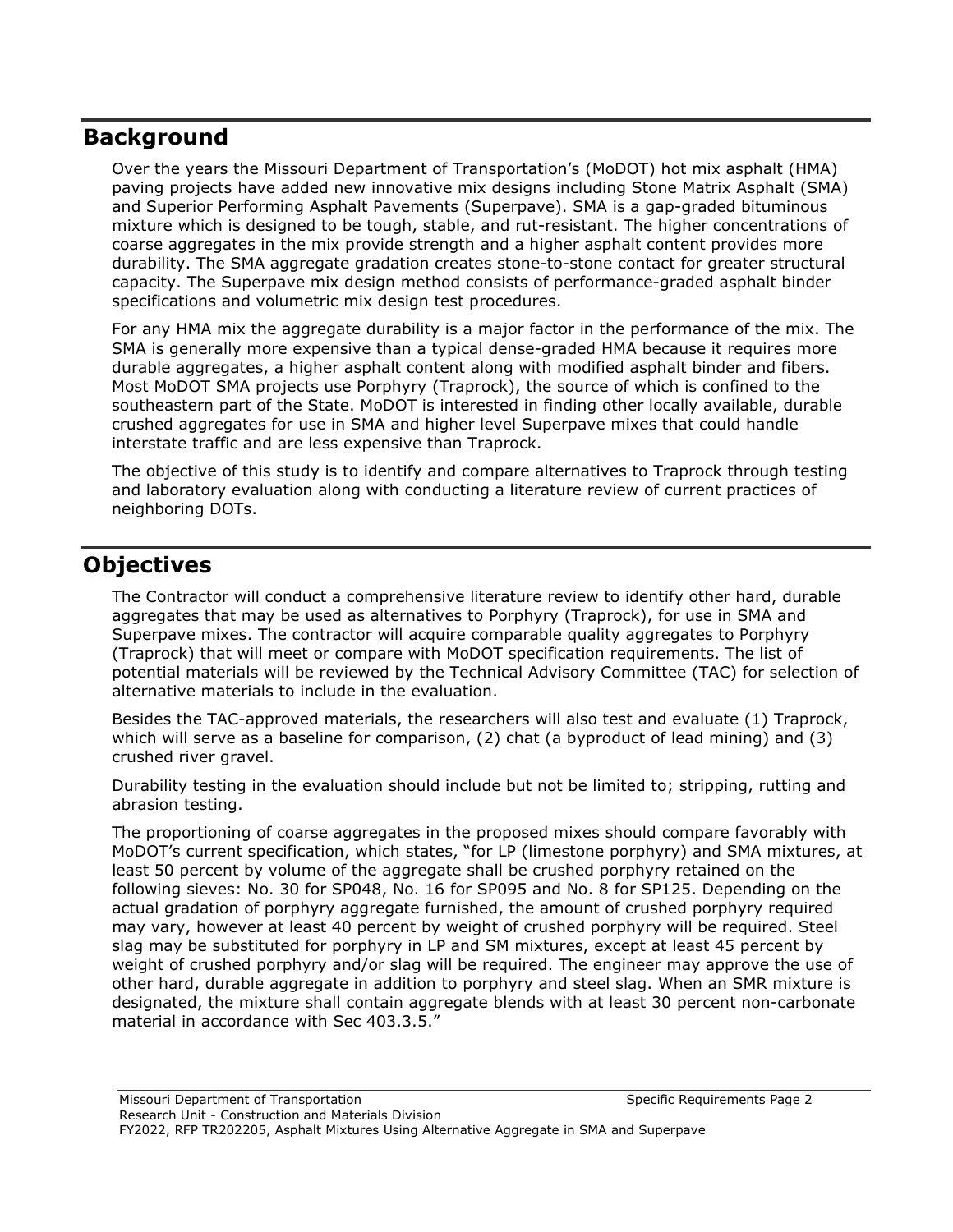## Background

Over the years the Missouri Department of Transportation's (MoDOT) hot mix asphalt (HMA) paving projects have added new innovative mix designs including Stone Matrix Asphalt (SMA) and Superior Performing Asphalt Pavements (Superpave). SMA is a gap-graded bituminous mixture which is designed to be tough, stable, and rut-resistant. The higher concentrations of coarse aggregates in the mix provide strength and a higher asphalt content provides more durability. The SMA aggregate gradation creates stone-to-stone contact for greater structural capacity. The Superpave mix design method consists of performance-graded asphalt binder specifications and volumetric mix design test procedures.

For any HMA mix the aggregate durability is a major factor in the performance of the mix. The SMA is generally more expensive than a typical dense-graded HMA because it requires more durable aggregates, a higher asphalt content along with modified asphalt binder and fibers. Most MoDOT SMA projects use Porphyry (Traprock), the source of which is confined to the southeastern part of the State. MoDOT is interested in finding other locally available, durable crushed aggregates for use in SMA and higher level Superpave mixes that could handle interstate traffic and are less expensive than Traprock.

The objective of this study is to identify and compare alternatives to Traprock through testing and laboratory evaluation along with conducting a literature review of current practices of neighboring DOTs.

## Objectives

The Contractor will conduct a comprehensive literature review to identify other hard, durable aggregates that may be used as alternatives to Porphyry (Traprock), for use in SMA and Superpave mixes. The contractor will acquire comparable quality aggregates to Porphyry (Traprock) that will meet or compare with MoDOT specification requirements. The list of potential materials will be reviewed by the Technical Advisory Committee (TAC) for selection of alternative materials to include in the evaluation.

Besides the TAC-approved materials, the researchers will also test and evaluate (1) Traprock, which will serve as a baseline for comparison, (2) chat (a byproduct of lead mining) and (3) crushed river gravel.

Durability testing in the evaluation should include but not be limited to; stripping, rutting and abrasion testing.

The proportioning of coarse aggregates in the proposed mixes should compare favorably with MoDOT's current specification, which states, "for LP (limestone porphyry) and SMA mixtures, at least 50 percent by volume of the aggregate shall be crushed porphyry retained on the following sieves: No. 30 for SP048, No. 16 for SP095 and No. 8 for SP125. Depending on the actual gradation of porphyry aggregate furnished, the amount of crushed porphyry required may vary, however at least 40 percent by weight of crushed porphyry will be required. Steel slag may be substituted for porphyry in LP and SM mixtures, except at least 45 percent by weight of crushed porphyry and/or slag will be required. The engineer may approve the use of other hard, durable aggregate in addition to porphyry and steel slag. When an SMR mixture is designated, the mixture shall contain aggregate blends with at least 30 percent non-carbonate material in accordance with Sec 403.3.5."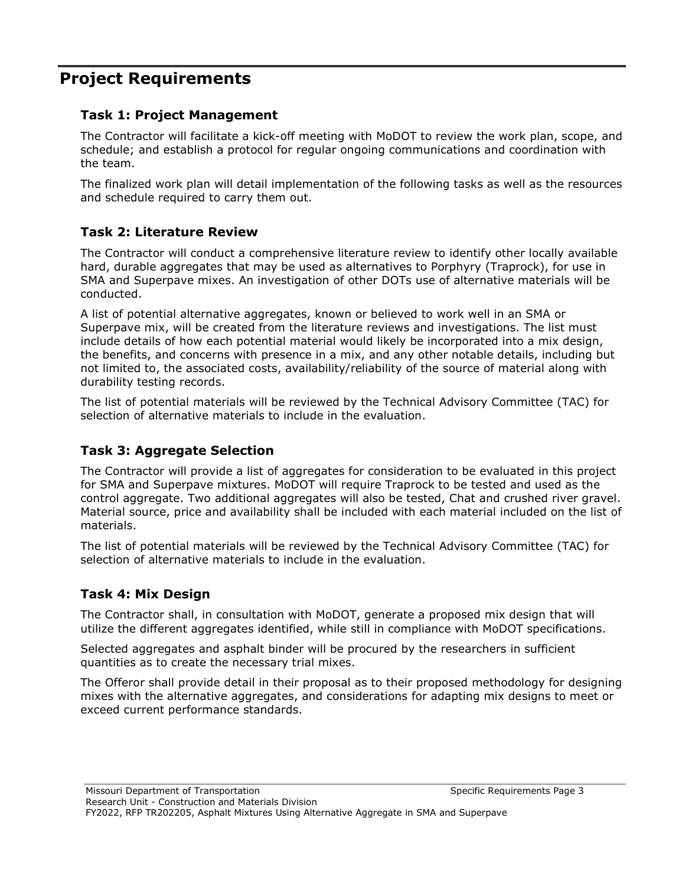## Project Requirements

### Task 1: Project Management

The Contractor will facilitate a kick-off meeting with MoDOT to review the work plan, scope, and schedule; and establish a protocol for regular ongoing communications and coordination with the team.

The finalized work plan will detail implementation of the following tasks as well as the resources and schedule required to carry them out.

### Task 2: Literature Review

The Contractor will conduct a comprehensive literature review to identify other locally available hard, durable aggregates that may be used as alternatives to Porphyry (Traprock), for use in SMA and Superpave mixes. An investigation of other DOTs use of alternative materials will be conducted.

A list of potential alternative aggregates, known or believed to work well in an SMA or Superpave mix, will be created from the literature reviews and investigations. The list must include details of how each potential material would likely be incorporated into a mix design, the benefits, and concerns with presence in a mix, and any other notable details, including but not limited to, the associated costs, availability/reliability of the source of material along with durability testing records.

The list of potential materials will be reviewed by the Technical Advisory Committee (TAC) for selection of alternative materials to include in the evaluation.

### Task 3: Aggregate Selection

The Contractor will provide a list of aggregates for consideration to be evaluated in this project for SMA and Superpave mixtures. MoDOT will require Traprock to be tested and used as the control aggregate. Two additional aggregates will also be tested, Chat and crushed river gravel. Material source, price and availability shall be included with each material included on the list of materials.

The list of potential materials will be reviewed by the Technical Advisory Committee (TAC) for selection of alternative materials to include in the evaluation.

### Task 4: Mix Design

The Contractor shall, in consultation with MoDOT, generate a proposed mix design that will utilize the different aggregates identified, while still in compliance with MoDOT specifications.

Selected aggregates and asphalt binder will be procured by the researchers in sufficient quantities as to create the necessary trial mixes.

The Offeror shall provide detail in their proposal as to their proposed methodology for designing mixes with the alternative aggregates, and considerations for adapting mix designs to meet or exceed current performance standards.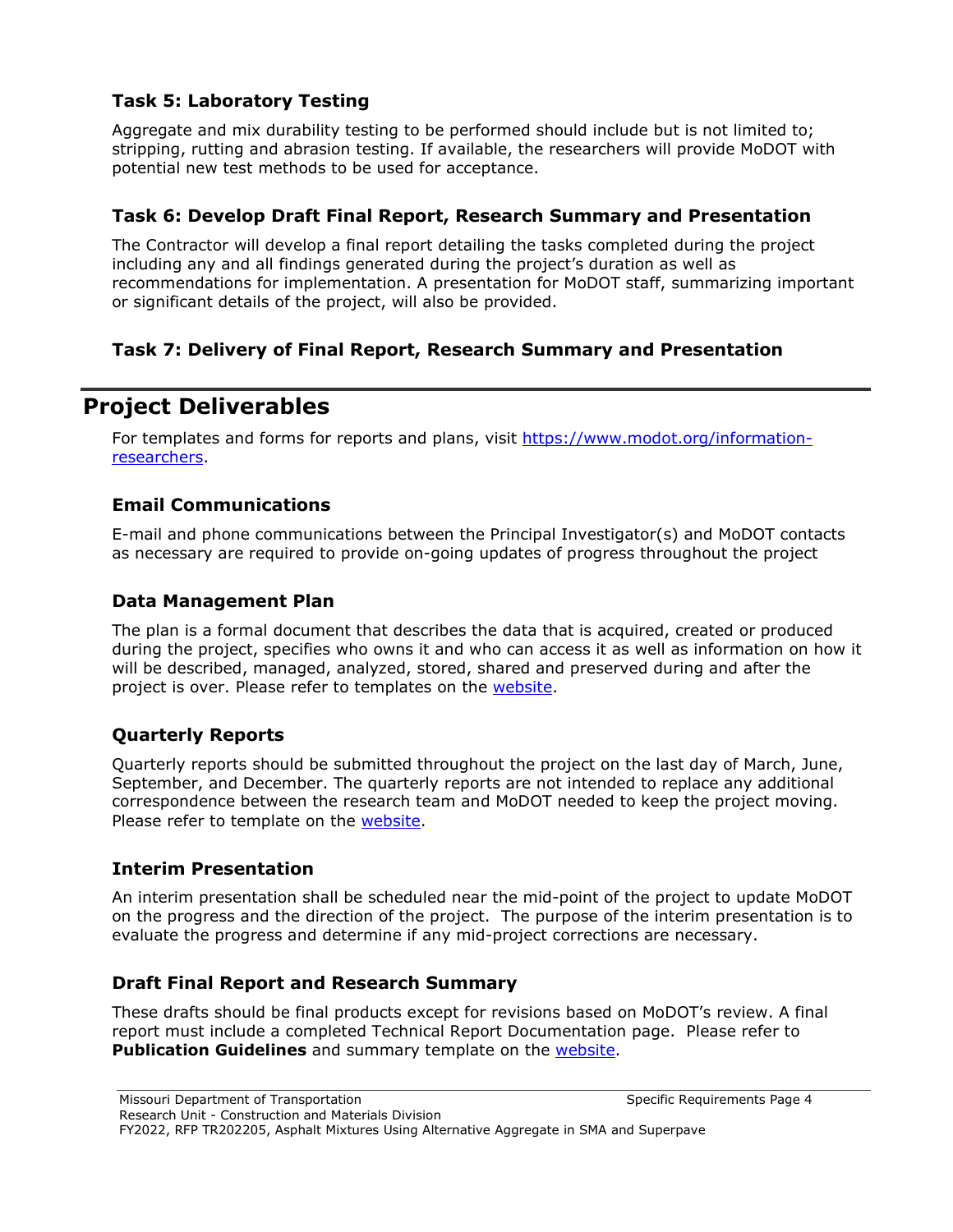### Task 5: Laboratory Testing

Aggregate and mix durability testing to be performed should include but is not limited to; stripping, rutting and abrasion testing. If available, the researchers will provide MoDOT with potential new test methods to be used for acceptance.

### Task 6: Develop Draft Final Report, Research Summary and Presentation

The Contractor will develop a final report detailing the tasks completed during the project including any and all findings generated during the project's duration as well as recommendations for implementation. A presentation for MoDOT staff, summarizing important or significant details of the project, will also be provided.

### Task 7: Delivery of Final Report, Research Summary and Presentation

## Project Deliverables

For templates and forms for reports and plans, visit [https://www.modot.org/information-researchers](https://www.modot.org/information-researchers).

### Email Communications

E-mail and phone communications between the Principal Investigator(s) and MoDOT contacts as necessary are required to provide on-going updates of progress throughout the project

### Data Management Plan

The plan is a formal document that describes the data that is acquired, created or produced during the project, specifies who owns it and who can access it as well as information on how it will be described, managed, analyzed, stored, shared and preserved during and after the project is over. Please refer to templates on the website.

### Quarterly Reports

Quarterly reports should be submitted throughout the project on the last day of March, June, September, and December. The quarterly reports are not intended to replace any additional correspondence between the research team and MoDOT needed to keep the project moving. Please refer to template on the website.

### Interim Presentation

An interim presentation shall be scheduled near the mid-point of the project to update MoDOT on the progress and the direction of the project. The purpose of the interim presentation is to evaluate the progress and determine if any mid-project corrections are necessary.

### Draft Final Report and Research Summary

These drafts should be final products except for revisions based on MoDOT's review. A final report must include a completed Technical Report Documentation page. Please refer to **Publication Guidelines** and summary template on the website.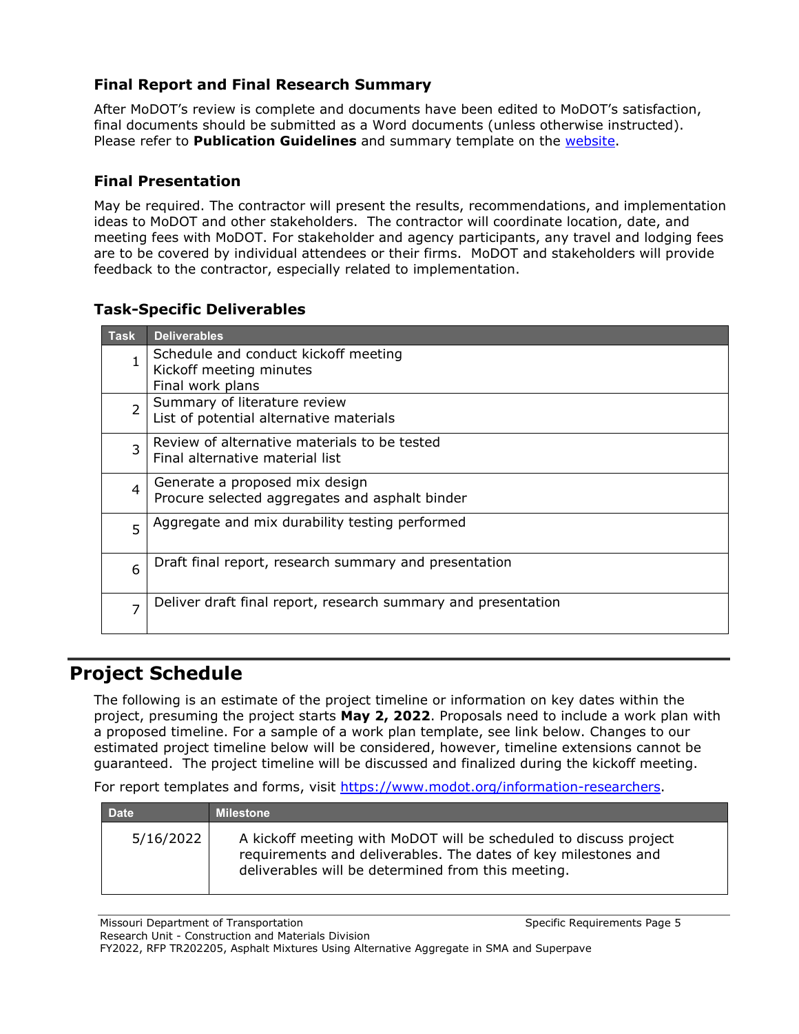### Final Report and Final Research Summary

After MoDOT's review is complete and documents have been edited to MoDOT's satisfaction, final documents should be submitted as a Word documents (unless otherwise instructed). Please refer to **Publication Guidelines** and summary template on the website.

### Final Presentation

May be required. The contractor will present the results, recommendations, and implementation ideas to MoDOT and other stakeholders. The contractor will coordinate location, date, and meeting fees with MoDOT. For stakeholder and agency participants, any travel and lodging fees are to be covered by individual attendees or their firms. MoDOT and stakeholders will provide feedback to the contractor, especially related to implementation.

### Task-Specific Deliverables

| Task | Deliverables |
|---|---|
| 1 | Schedule and conduct kickoff meeting<br>Kickoff meeting minutes<br>Final work plans |
| 2 | Summary of literature review<br>List of potential alternative materials |
| 3 | Review of alternative materials to be tested<br>Final alternative material list |
| 4 | Generate a proposed mix design<br>Procure selected aggregates and asphalt binder |
| 5 | Aggregate and mix durability testing performed |
| 6 | Draft final report, research summary and presentation |
| 7 | Deliver draft final report, research summary and presentation |

## Project Schedule

The following is an estimate of the project timeline or information on key dates within the project, presuming the project starts **May 2, 2022**. Proposals need to include a work plan with a proposed timeline. For a sample of a work plan template, see link below. Changes to our estimated project timeline below will be considered, however, timeline extensions cannot be guaranteed. The project timeline will be discussed and finalized during the kickoff meeting.

For report templates and forms, visit https://www.modot.org/information-researchers.

| Date | Milestone |
|---|---|
| 5/16/2022 | A kickoff meeting with MoDOT will be scheduled to discuss project requirements and deliverables. The dates of key milestones and deliverables will be determined from this meeting. |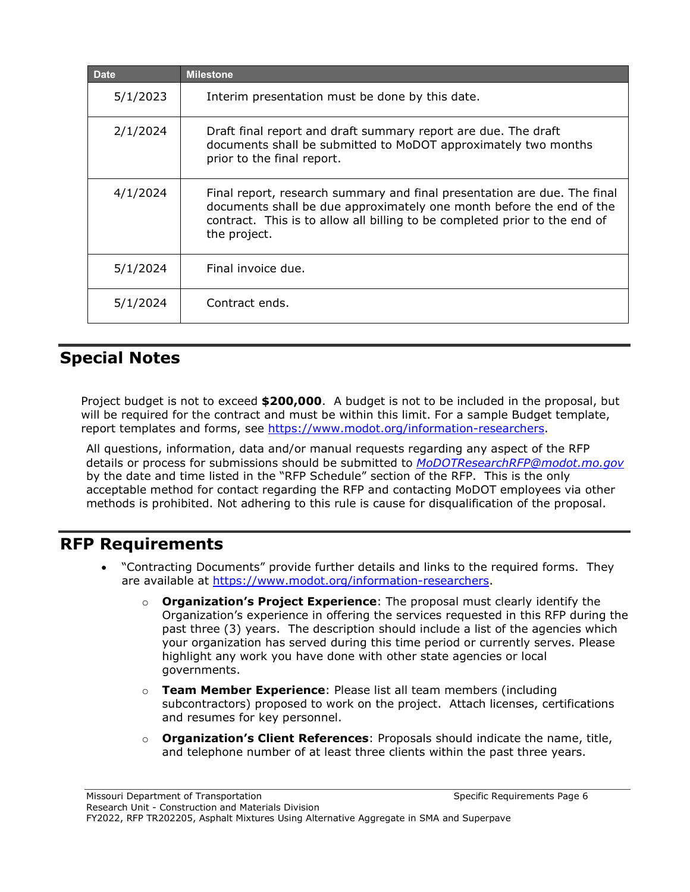| Date | Milestone |
| --- | --- |
| 5/1/2023 | Interim presentation must be done by this date. |
| 2/1/2024 | Draft final report and draft summary report are due. The draft documents shall be submitted to MoDOT approximately two months prior to the final report. |
| 4/1/2024 | Final report, research summary and final presentation are due. The final documents shall be due approximately one month before the end of the contract. This is to allow all billing to be completed prior to the end of the project. |
| 5/1/2024 | Final invoice due. |
| 5/1/2024 | Contract ends. |

## Special Notes

Project budget is not to exceed **$200,000**. A budget is not to be included in the proposal, but will be required for the contract and must be within this limit. For a sample Budget template, report templates and forms, see https://www.modot.org/information-researchers.

All questions, information, data and/or manual requests regarding any aspect of the RFP details or process for submissions should be submitted to *MoDOTResearchRFP@modot.mo.gov* by the date and time listed in the "RFP Schedule" section of the RFP. This is the only acceptable method for contact regarding the RFP and contacting MoDOT employees via other methods is prohibited. Not adhering to this rule is cause for disqualification of the proposal.

## RFP Requirements

- "Contracting Documents" provide further details and links to the required forms. They are available at https://www.modot.org/information-researchers.
  - **Organization's Project Experience**: The proposal must clearly identify the Organization's experience in offering the services requested in this RFP during the past three (3) years. The description should include a list of the agencies which your organization has served during this time period or currently serves. Please highlight any work you have done with other state agencies or local governments.
  - **Team Member Experience**: Please list all team members (including subcontractors) proposed to work on the project. Attach licenses, certifications and resumes for key personnel.
  - **Organization's Client References**: Proposals should indicate the name, title, and telephone number of at least three clients within the past three years.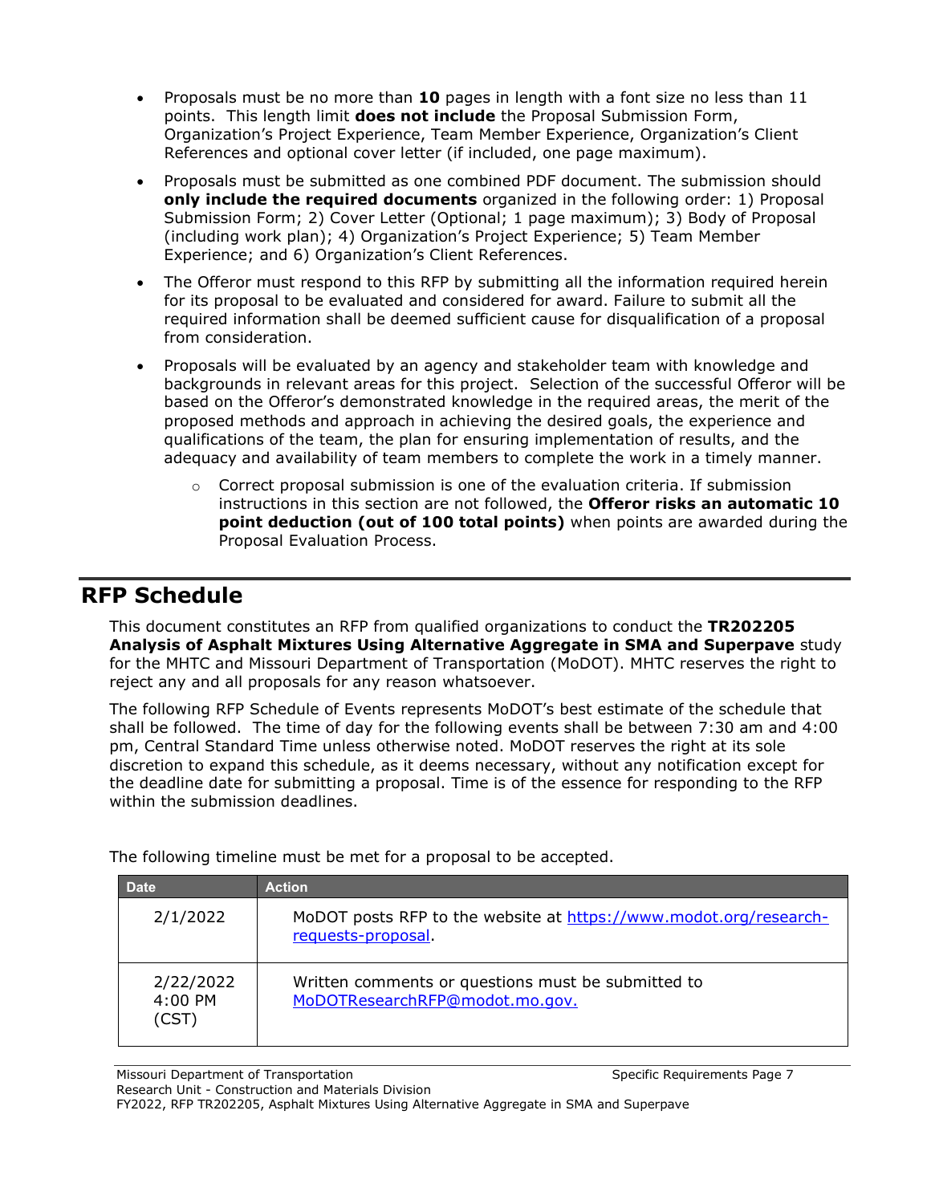- Proposals must be no more than **10** pages in length with a font size no less than 11 points. This length limit **does not include** the Proposal Submission Form, Organization's Project Experience, Team Member Experience, Organization's Client References and optional cover letter (if included, one page maximum).
- Proposals must be submitted as one combined PDF document. The submission should **only include the required documents** organized in the following order: 1) Proposal Submission Form; 2) Cover Letter (Optional; 1 page maximum); 3) Body of Proposal (including work plan); 4) Organization's Project Experience; 5) Team Member Experience; and 6) Organization's Client References.
- The Offeror must respond to this RFP by submitting all the information required herein for its proposal to be evaluated and considered for award. Failure to submit all the required information shall be deemed sufficient cause for disqualification of a proposal from consideration.
- Proposals will be evaluated by an agency and stakeholder team with knowledge and backgrounds in relevant areas for this project. Selection of the successful Offeror will be based on the Offeror's demonstrated knowledge in the required areas, the merit of the proposed methods and approach in achieving the desired goals, the experience and qualifications of the team, the plan for ensuring implementation of results, and the adequacy and availability of team members to complete the work in a timely manner.
  - Correct proposal submission is one of the evaluation criteria. If submission instructions in this section are not followed, the **Offeror risks an automatic 10 point deduction (out of 100 total points)** when points are awarded during the Proposal Evaluation Process.

## RFP Schedule

This document constitutes an RFP from qualified organizations to conduct the **TR202205 Analysis of Asphalt Mixtures Using Alternative Aggregate in SMA and Superpave** study for the MHTC and Missouri Department of Transportation (MoDOT). MHTC reserves the right to reject any and all proposals for any reason whatsoever.

The following RFP Schedule of Events represents MoDOT's best estimate of the schedule that shall be followed. The time of day for the following events shall be between 7:30 am and 4:00 pm, Central Standard Time unless otherwise noted. MoDOT reserves the right at its sole discretion to expand this schedule, as it deems necessary, without any notification except for the deadline date for submitting a proposal. Time is of the essence for responding to the RFP within the submission deadlines.

The following timeline must be met for a proposal to be accepted.

| Date | Action |
| --- | --- |
| 2/1/2022 | MoDOT posts RFP to the website at https://www.modot.org/research-requests-proposal. |
| 2/22/2022 4:00 PM (CST) | Written comments or questions must be submitted to MoDOTResearchRFP@modot.mo.gov. |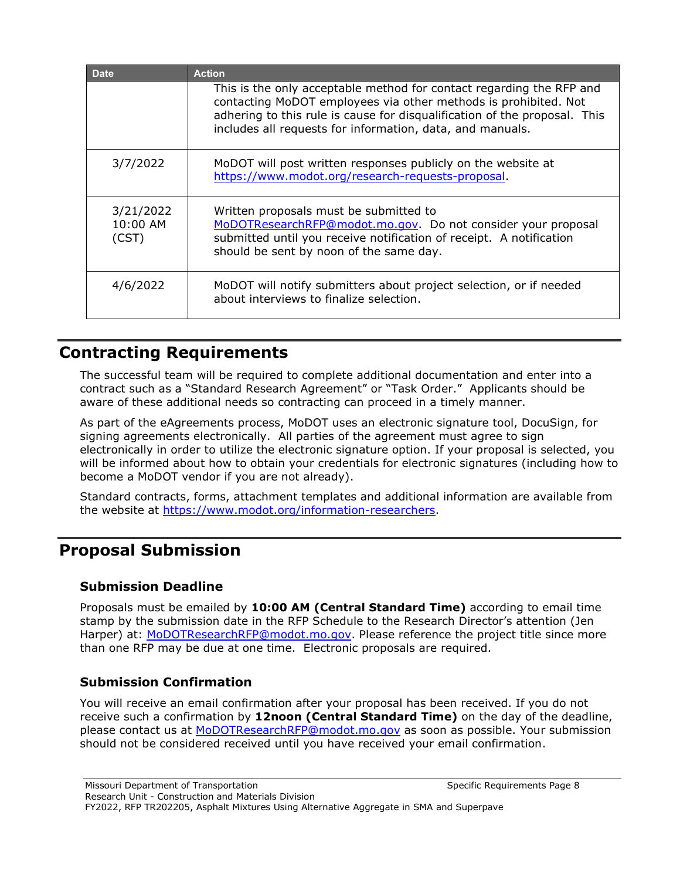| Date | Action |
| --- | --- |
| | This is the only acceptable method for contact regarding the RFP and contacting MoDOT employees via other methods is prohibited. Not adhering to this rule is cause for disqualification of the proposal. This includes all requests for information, data, and manuals. |
| 3/7/2022 | MoDOT will post written responses publicly on the website at https://www.modot.org/research-requests-proposal. |
| 3/21/2022 10:00 AM (CST) | Written proposals must be submitted to MoDOTResearchRFP@modot.mo.gov. Do not consider your proposal submitted until you receive notification of receipt. A notification should be sent by noon of the same day. |
| 4/6/2022 | MoDOT will notify submitters about project selection, or if needed about interviews to finalize selection. |

# Contracting Requirements

The successful team will be required to complete additional documentation and enter into a contract such as a "Standard Research Agreement" or "Task Order." Applicants should be aware of these additional needs so contracting can proceed in a timely manner.

As part of the eAgreements process, MoDOT uses an electronic signature tool, DocuSign, for signing agreements electronically. All parties of the agreement must agree to sign electronically in order to utilize the electronic signature option. If your proposal is selected, you will be informed about how to obtain your credentials for electronic signatures (including how to become a MoDOT vendor if you are not already).

Standard contracts, forms, attachment templates and additional information are available from the website at https://www.modot.org/information-researchers.

# Proposal Submission

## Submission Deadline

Proposals must be emailed by **10:00 AM (Central Standard Time)** according to email time stamp by the submission date in the RFP Schedule to the Research Director's attention (Jen Harper) at: MoDOTResearchRFP@modot.mo.gov. Please reference the project title since more than one RFP may be due at one time. Electronic proposals are required.

## Submission Confirmation

You will receive an email confirmation after your proposal has been received. If you do not receive such a confirmation by **12noon (Central Standard Time)** on the day of the deadline, please contact us at MoDOTResearchRFP@modot.mo.gov as soon as possible. Your submission should not be considered received until you have received your email confirmation.